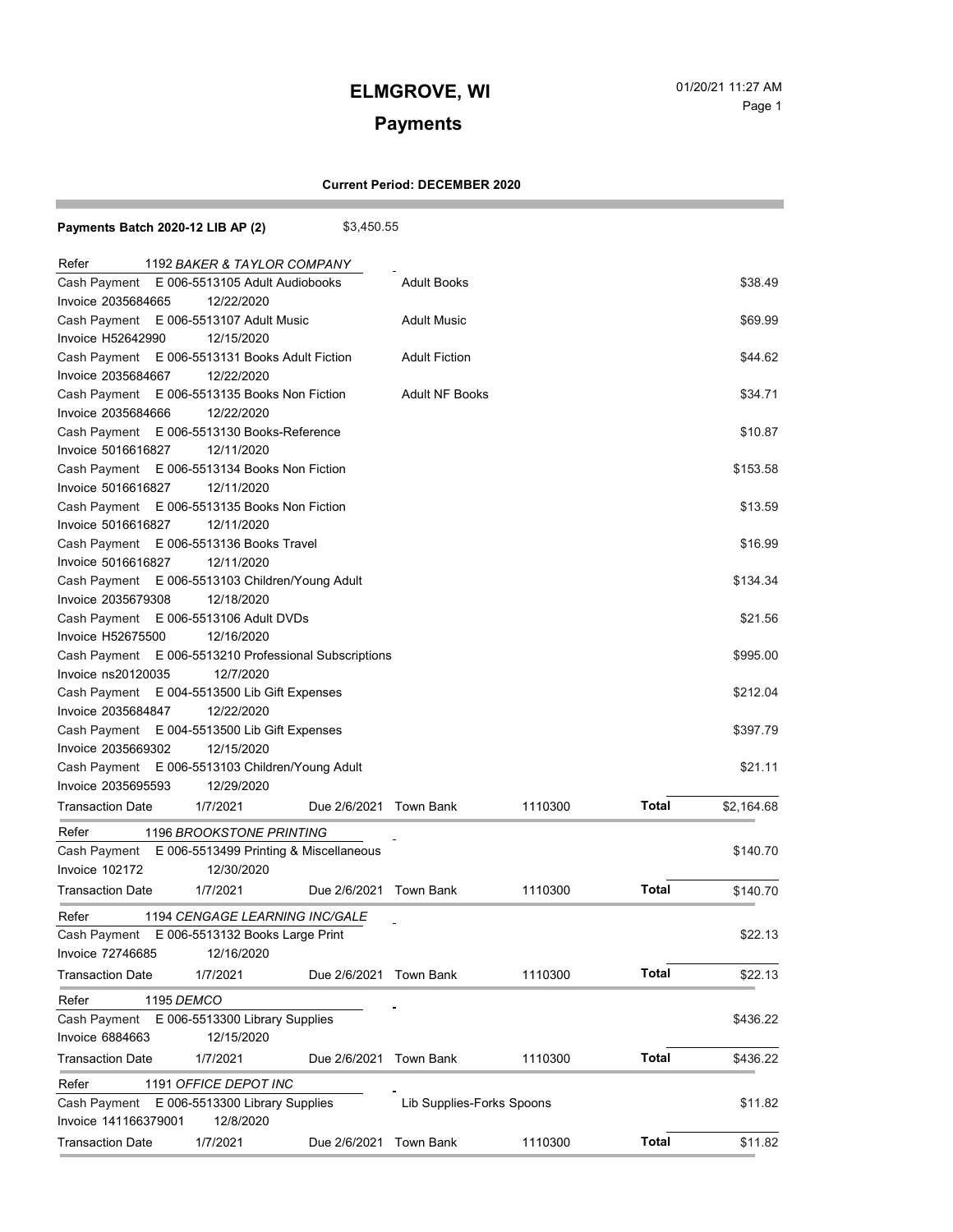# ELMGROVE, WI

## Payments

**Current Period: DECEMBER 2020**

**Payments Batch 2020-12 LIB AP (2)** $3,450.55

| Refer | 1192 *BAKER & TAYLOR COMPANY* | | | | | |
|---|---|---|---|---|---|---|
| Cash Payment | E 006-5513105 Adult Audiobooks | | Adult Books | | | $38.49 |
| Invoice 2035684665 | 12/22/2020 | | | | | |
| Cash Payment | E 006-5513107 Adult Music | | Adult Music | | | $69.99 |
| Invoice H52642990 | 12/15/2020 | | | | | |
| Cash Payment | E 006-5513131 Books Adult Fiction | | Adult Fiction | | | $44.62 |
| Invoice 2035684667 | 12/22/2020 | | | | | |
| Cash Payment | E 006-5513135 Books Non Fiction | | Adult NF Books | | | $34.71 |
| Invoice 2035684666 | 12/22/2020 | | | | | |
| Cash Payment | E 006-5513130 Books-Reference | | | | | $10.87 |
| Invoice 5016616827 | 12/11/2020 | | | | | |
| Cash Payment | E 006-5513134 Books Non Fiction | | | | | $153.58 |
| Invoice 5016616827 | 12/11/2020 | | | | | |
| Cash Payment | E 006-5513135 Books Non Fiction | | | | | $13.59 |
| Invoice 5016616827 | 12/11/2020 | | | | | |
| Cash Payment | E 006-5513136 Books Travel | | | | | $16.99 |
| Invoice 5016616827 | 12/11/2020 | | | | | |
| Cash Payment | E 006-5513103 Children/Young Adult | | | | | $134.34 |
| Invoice 2035679308 | 12/18/2020 | | | | | |
| Cash Payment | E 006-5513106 Adult DVDs | | | | | $21.56 |
| Invoice H52675500 | 12/16/2020 | | | | | |
| Cash Payment | E 006-5513210 Professional Subscriptions | | | | | $995.00 |
| Invoice ns20120035 | 12/7/2020 | | | | | |
| Cash Payment | E 004-5513500 Lib Gift Expenses | | | | | $212.04 |
| Invoice 2035684847 | 12/22/2020 | | | | | |
| Cash Payment | E 004-5513500 Lib Gift Expenses | | | | | $397.79 |
| Invoice 2035669302 | 12/15/2020 | | | | | |
| Cash Payment | E 006-5513103 Children/Young Adult | | | | | $21.11 |
| Invoice 2035695593 | 12/29/2020 | | | | | |
| Transaction Date | 1/7/2021 | Due 2/6/2021 | Town Bank | 1110300 | **Total** | $2,164.68 |

| Refer | 1196 *BROOKSTONE PRINTING* | | | | | |
|---|---|---|---|---|---|---|
| Cash Payment | E 006-5513499 Printing & Miscellaneous | | | | | $140.70 |
| Invoice 102172 | 12/30/2020 | | | | | |
| Transaction Date | 1/7/2021 | Due 2/6/2021 | Town Bank | 1110300 | **Total** | $140.70 |

| Refer | 1194 *CENGAGE LEARNING INC/GALE* | | | | | |
|---|---|---|---|---|---|---|
| Cash Payment | E 006-5513132 Books Large Print | | | | | $22.13 |
| Invoice 72746685 | 12/16/2020 | | | | | |
| Transaction Date | 1/7/2021 | Due 2/6/2021 | Town Bank | 1110300 | **Total** | $22.13 |

| Refer | 1195 *DEMCO* | | | | | |
|---|---|---|---|---|---|---|
| Cash Payment | E 006-5513300 Library Supplies | | | | | $436.22 |
| Invoice 6884663 | 12/15/2020 | | | | | |
| Transaction Date | 1/7/2021 | Due 2/6/2021 | Town Bank | 1110300 | **Total** | $436.22 |

| Refer | 1191 *OFFICE DEPOT INC* | | | | | |
|---|---|---|---|---|---|---|
| Cash Payment | E 006-5513300 Library Supplies | | Lib Supplies-Forks Spoons | | | $11.82 |
| Invoice 141166379001 | 12/8/2020 | | | | | |
| Transaction Date | 1/7/2021 | Due 2/6/2021 | Town Bank | 1110300 | **Total** | $11.82 |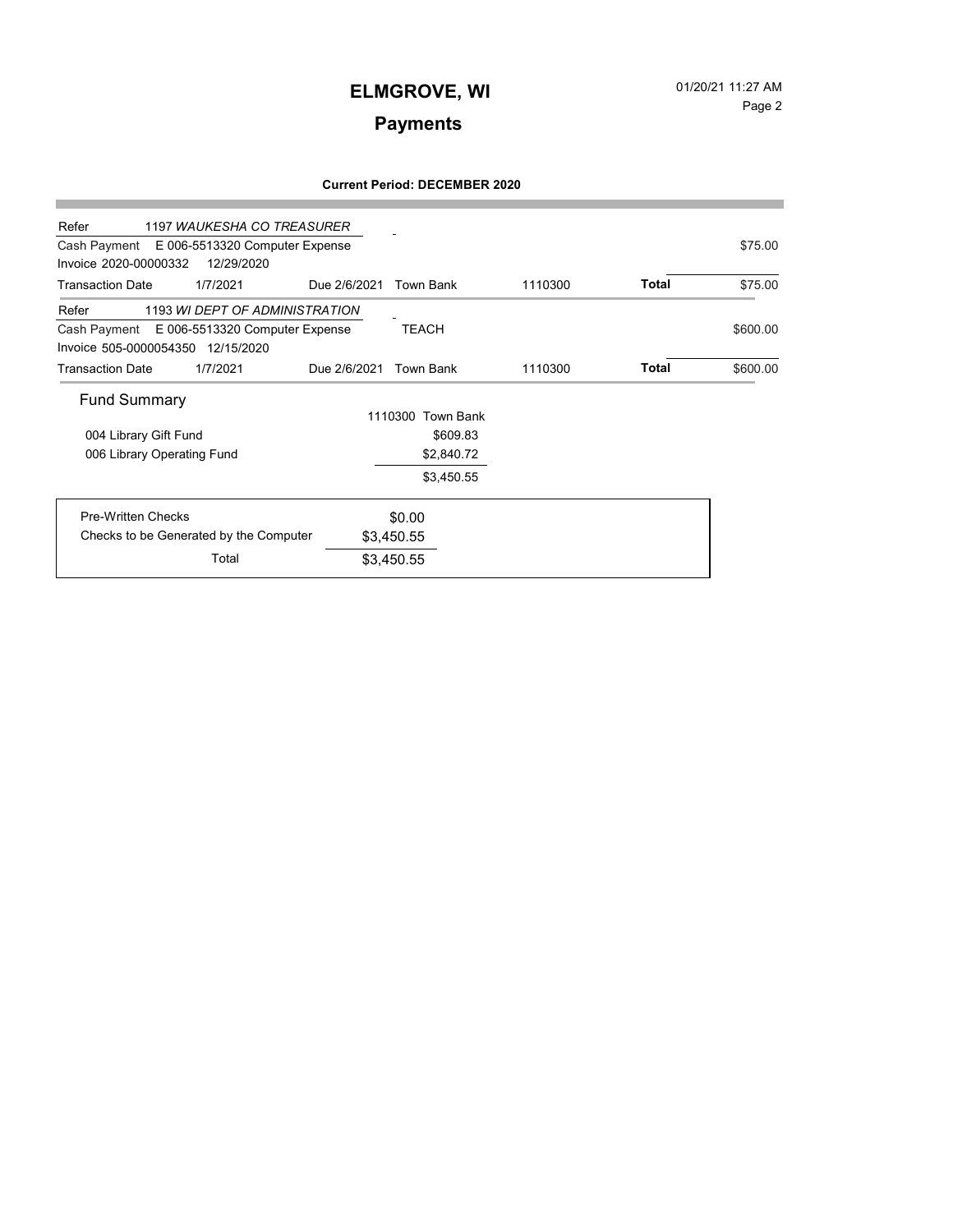# ELMGROVE, WI

## Payments

**Current Period: DECEMBER 2020**

| | | | | | | |
|---|---|---|---|---|---|---|
| Refer | 1197 *WAUKESHA CO TREASURER* | | | | | |
| Cash Payment | E 006-5513320 Computer Expense | | | | | $75.00 |
| Invoice 2020-00000332 | 12/29/2020 | | | | | |
| Transaction Date | 1/7/2021 | Due 2/6/2021 | Town Bank | 1110300 | **Total** | $75.00 |
| Refer | 1193 *WI DEPT OF ADMINISTRATION* | | | | | |
| Cash Payment | E 006-5513320 Computer Expense | | TEACH | | | $600.00 |
| Invoice 505-0000054350 | 12/15/2020 | | | | | |
| Transaction Date | 1/7/2021 | Due 2/6/2021 | Town Bank | 1110300 | **Total** | $600.00 |

### Fund Summary

| | 1110300 Town Bank |
|---|---|
| 004 Library Gift Fund | $609.83 |
| 006 Library Operating Fund | $2,840.72 |
| | $3,450.55 |

| | |
|---|---|
| Pre-Written Checks | $0.00 |
| Checks to be Generated by the Computer | $3,450.55 |
| Total | $3,450.55 |